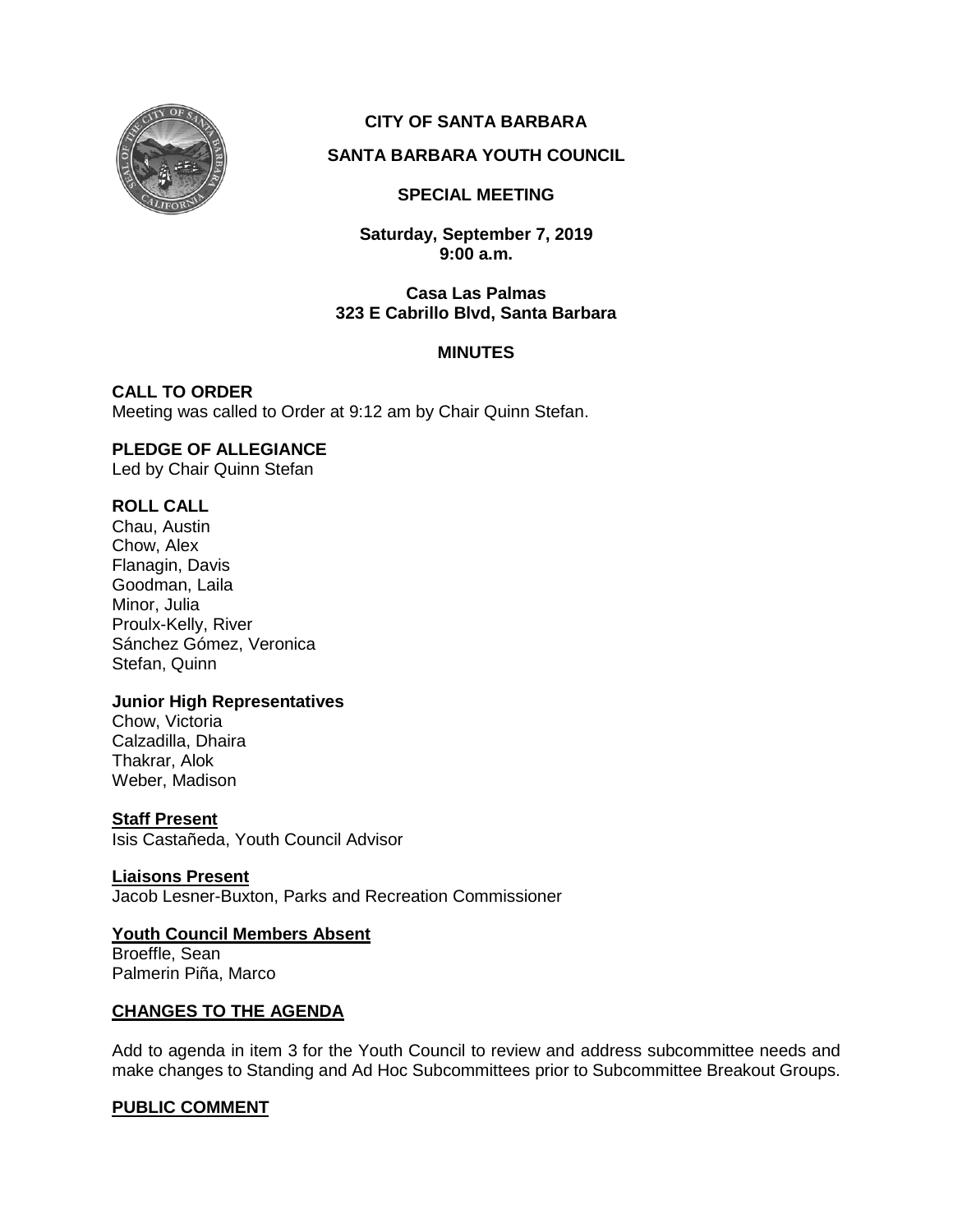# CITY OF SANTA BARBARA

## SANTA BARBARA YOUTH COUNCIL

### SPECIAL MEETING

**Saturday, September 7, 2019**
**9:00 a.m.**

**Casa Las Palmas**
**323 E Cabrillo Blvd, Santa Barbara**

### MINUTES

**CALL TO ORDER**
Meeting was called to Order at 9:12 am by Chair Quinn Stefan.

**PLEDGE OF ALLEGIANCE**
Led by Chair Quinn Stefan

**ROLL CALL**
Chau, Austin
Chow, Alex
Flanagin, Davis
Goodman, Laila
Minor, Julia
Proulx-Kelly, River
Sánchez Gómez, Veronica
Stefan, Quinn

**Junior High Representatives**
Chow, Victoria
Calzadilla, Dhaira
Thakrar, Alok
Weber, Madison

**Staff Present**
Isis Castañeda, Youth Council Advisor

**Liaisons Present**
Jacob Lesner-Buxton, Parks and Recreation Commissioner

**Youth Council Members Absent**
Broeffle, Sean
Palmerin Piña, Marco

**CHANGES TO THE AGENDA**

Add to agenda in item 3 for the Youth Council to review and address subcommittee needs and make changes to Standing and Ad Hoc Subcommittees prior to Subcommittee Breakout Groups.

**PUBLIC COMMENT**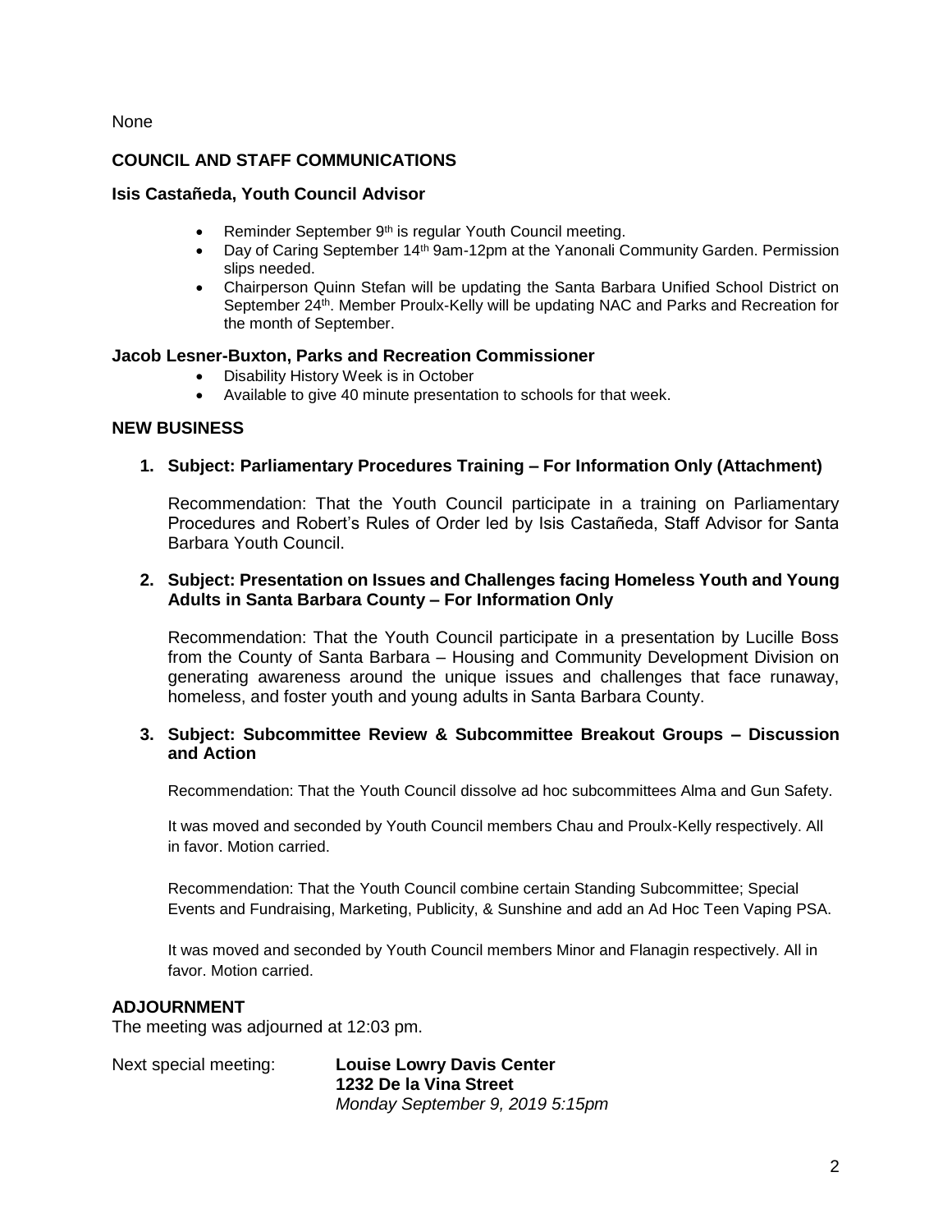None

## COUNCIL AND STAFF COMMUNICATIONS

### Isis Castañeda, Youth Council Advisor

- Reminder September 9th is regular Youth Council meeting.
- Day of Caring September 14th 9am-12pm at the Yanonali Community Garden. Permission slips needed.
- Chairperson Quinn Stefan will be updating the Santa Barbara Unified School District on September 24th. Member Proulx-Kelly will be updating NAC and Parks and Recreation for the month of September.

### Jacob Lesner-Buxton, Parks and Recreation Commissioner

- Disability History Week is in October
- Available to give 40 minute presentation to schools for that week.

## NEW BUSINESS

**1. Subject: Parliamentary Procedures Training – For Information Only (Attachment)**

Recommendation: That the Youth Council participate in a training on Parliamentary Procedures and Robert's Rules of Order led by Isis Castañeda, Staff Advisor for Santa Barbara Youth Council.

**2. Subject: Presentation on Issues and Challenges facing Homeless Youth and Young Adults in Santa Barbara County – For Information Only**

Recommendation: That the Youth Council participate in a presentation by Lucille Boss from the County of Santa Barbara – Housing and Community Development Division on generating awareness around the unique issues and challenges that face runaway, homeless, and foster youth and young adults in Santa Barbara County.

**3. Subject: Subcommittee Review & Subcommittee Breakout Groups – Discussion and Action**

Recommendation: That the Youth Council dissolve ad hoc subcommittees Alma and Gun Safety.

It was moved and seconded by Youth Council members Chau and Proulx-Kelly respectively. All in favor. Motion carried.

Recommendation: That the Youth Council combine certain Standing Subcommittee; Special Events and Fundraising, Marketing, Publicity, & Sunshine and add an Ad Hoc Teen Vaping PSA.

It was moved and seconded by Youth Council members Minor and Flanagin respectively. All in favor. Motion carried.

## ADJOURNMENT

The meeting was adjourned at 12:03 pm.

Next special meeting: **Louise Lowry Davis Center**
**1232 De la Vina Street**
*Monday September 9, 2019 5:15pm*